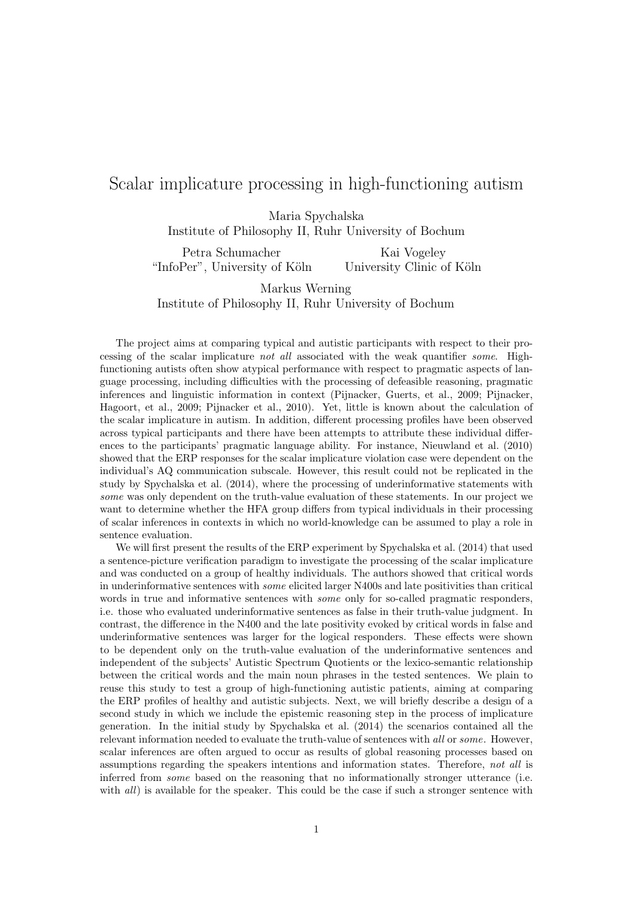# Scalar implicature processing in high-functioning autism

Maria Spychalska
Institute of Philosophy II, Ruhr University of Bochum

Petra Schumacher
"InfoPer", University of Köln

Kai Vogeley
University Clinic of Köln

Markus Werning
Institute of Philosophy II, Ruhr University of Bochum

The project aims at comparing typical and autistic participants with respect to their processing of the scalar implicature *not all* associated with the weak quantifier *some*. High-functioning autists often show atypical performance with respect to pragmatic aspects of language processing, including difficulties with the processing of defeasible reasoning, pragmatic inferences and linguistic information in context (Pijnacker, Guerts, et al., 2009; Pijnacker, Hagoort, et al., 2009; Pijnacker et al., 2010). Yet, little is known about the calculation of the scalar implicature in autism. In addition, different processing profiles have been observed across typical participants and there have been attempts to attribute these individual differences to the participants' pragmatic language ability. For instance, Nieuwland et al. (2010) showed that the ERP responses for the scalar implicature violation case were dependent on the individual's AQ communication subscale. However, this result could not be replicated in the study by Spychalska et al. (2014), where the processing of underinformative statements with *some* was only dependent on the truth-value evaluation of these statements. In our project we want to determine whether the HFA group differs from typical individuals in their processing of scalar inferences in contexts in which no world-knowledge can be assumed to play a role in sentence evaluation.

We will first present the results of the ERP experiment by Spychalska et al. (2014) that used a sentence-picture verification paradigm to investigate the processing of the scalar implicature and was conducted on a group of healthy individuals. The authors showed that critical words in underinformative sentences with *some* elicited larger N400s and late positivities than critical words in true and informative sentences with *some* only for so-called pragmatic responders, i.e. those who evaluated underinformative sentences as false in their truth-value judgment. In contrast, the difference in the N400 and the late positivity evoked by critical words in false and underinformative sentences was larger for the logical responders. These effects were shown to be dependent only on the truth-value evaluation of the underinformative sentences and independent of the subjects' Autistic Spectrum Quotients or the lexico-semantic relationship between the critical words and the main noun phrases in the tested sentences. We plain to reuse this study to test a group of high-functioning autistic patients, aiming at comparing the ERP profiles of healthy and autistic subjects. Next, we will briefly describe a design of a second study in which we include the epistemic reasoning step in the process of implicature generation. In the initial study by Spychalska et al. (2014) the scenarios contained all the relevant information needed to evaluate the truth-value of sentences with *all* or *some*. However, scalar inferences are often argued to occur as results of global reasoning processes based on assumptions regarding the speakers intentions and information states. Therefore, *not all* is inferred from *some* based on the reasoning that no informationally stronger utterance (i.e. with *all*) is available for the speaker. This could be the case if such a stronger sentence with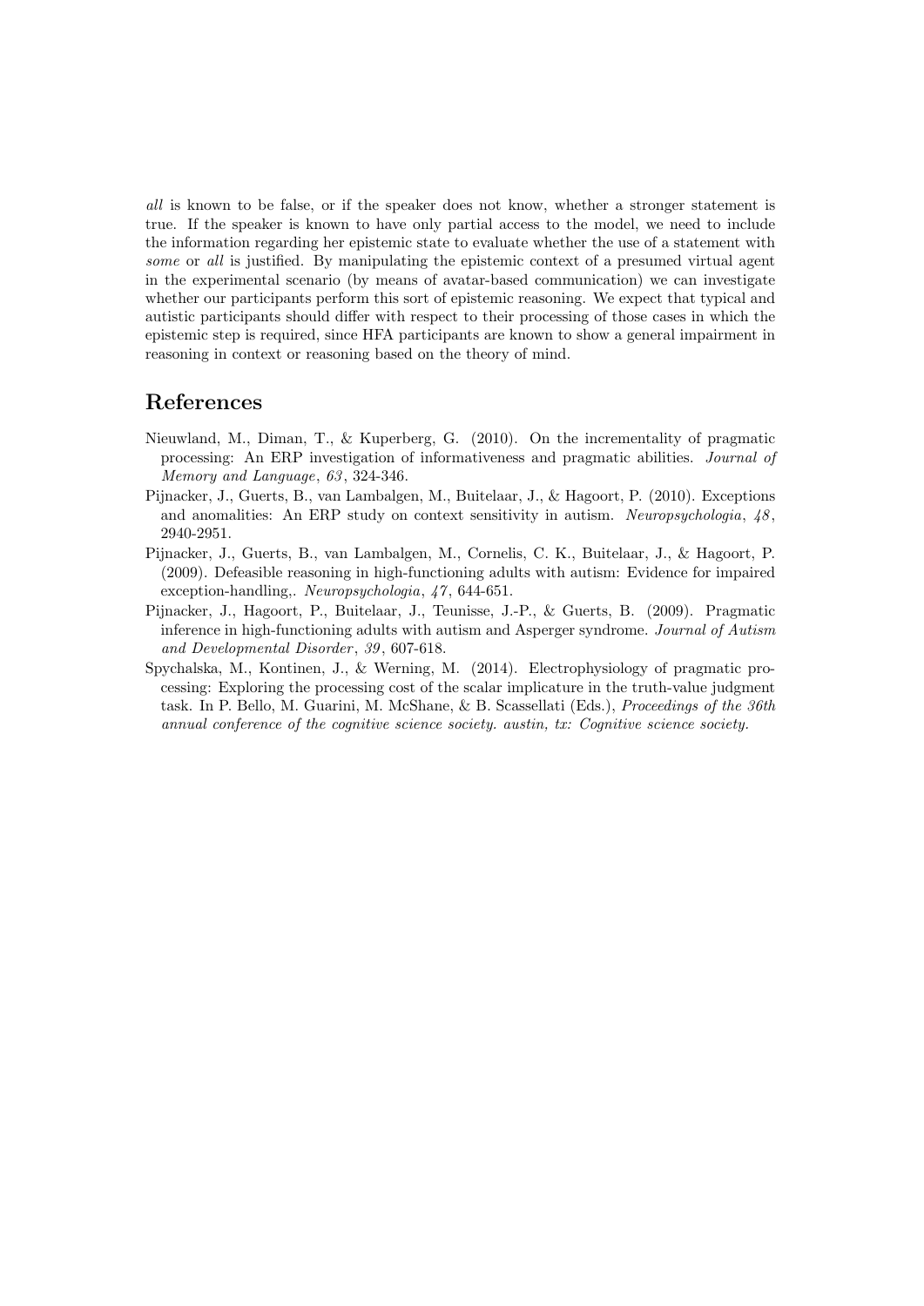*all* is known to be false, or if the speaker does not know, whether a stronger statement is true. If the speaker is known to have only partial access to the model, we need to include the information regarding her epistemic state to evaluate whether the use of a statement with *some* or *all* is justified. By manipulating the epistemic context of a presumed virtual agent in the experimental scenario (by means of avatar-based communication) we can investigate whether our participants perform this sort of epistemic reasoning. We expect that typical and autistic participants should differ with respect to their processing of those cases in which the epistemic step is required, since HFA participants are known to show a general impairment in reasoning in context or reasoning based on the theory of mind.

## References

Nieuwland, M., Diman, T., & Kuperberg, G. (2010). On the incrementality of pragmatic processing: An ERP investigation of informativeness and pragmatic abilities. *Journal of Memory and Language*, *63*, 324-346.

Pijnacker, J., Guerts, B., van Lambalgen, M., Buitelaar, J., & Hagoort, P. (2010). Exceptions and anomalities: An ERP study on context sensitivity in autism. *Neuropsychologia*, *48*, 2940-2951.

Pijnacker, J., Guerts, B., van Lambalgen, M., Cornelis, C. K., Buitelaar, J., & Hagoort, P. (2009). Defeasible reasoning in high-functioning adults with autism: Evidence for impaired exception-handling,. *Neuropsychologia*, *47*, 644-651.

Pijnacker, J., Hagoort, P., Buitelaar, J., Teunisse, J.-P., & Guerts, B. (2009). Pragmatic inference in high-functioning adults with autism and Asperger syndrome. *Journal of Autism and Developmental Disorder*, *39*, 607-618.

Spychalska, M., Kontinen, J., & Werning, M. (2014). Electrophysiology of pragmatic processing: Exploring the processing cost of the scalar implicature in the truth-value judgment task. In P. Bello, M. Guarini, M. McShane, & B. Scassellati (Eds.), *Proceedings of the 36th annual conference of the cognitive science society. austin, tx: Cognitive science society.*